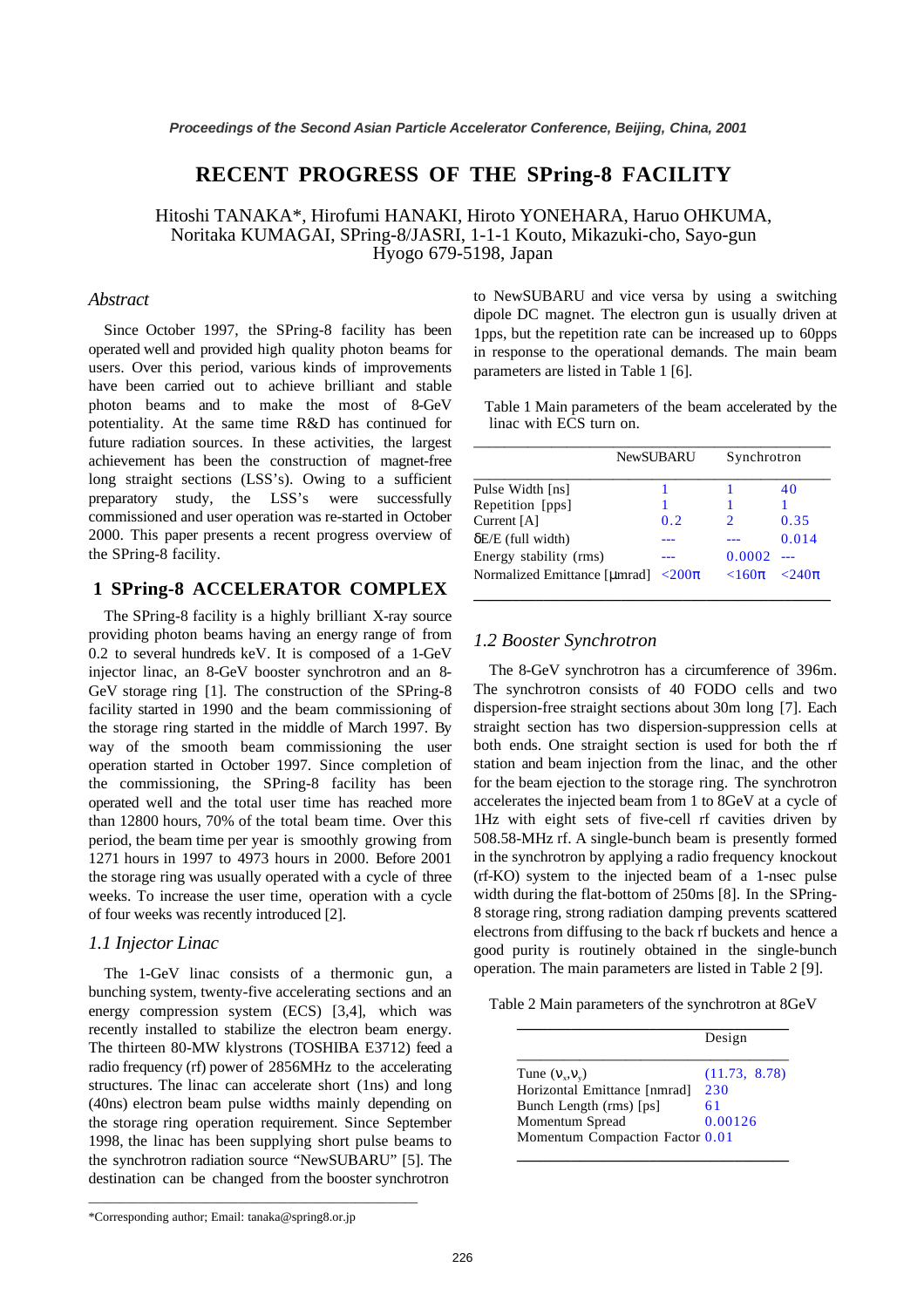# RECENT PROGRESS OF THE SPring-8 FACILITY

Hitoshi TANAKA*, Hirofumi HANAKI, Hiroto YONEHARA, Haruo OHKUMA, Noritaka KUMAGAI, SPring-8/JASRI, 1-1-1 Kouto, Mikazuki-cho, Sayo-gun Hyogo 679-5198, Japan

## *Abstract*

Since October 1997, the SPring-8 facility has been operated well and provided high quality photon beams for users. Over this period, various kinds of improvements have been carried out to achieve brilliant and stable photon beams and to make the most of 8-GeV potentiality. At the same time R&D has continued for future radiation sources. In these activities, the largest achievement has been the construction of magnet-free long straight sections (LSS's). Owing to a sufficient preparatory study, the LSS's were successfully commissioned and user operation was re-started in October 2000. This paper presents a recent progress overview of the SPring-8 facility.

## 1 SPring-8 ACCELERATOR COMPLEX

The SPring-8 facility is a highly brilliant X-ray source providing photon beams having an energy range of from 0.2 to several hundreds keV. It is composed of a 1-GeV injector linac, an 8-GeV booster synchrotron and an 8-GeV storage ring [1]. The construction of the SPring-8 facility started in 1990 and the beam commissioning of the storage ring started in the middle of March 1997. By way of the smooth beam commissioning the user operation started in October 1997. Since completion of the commissioning, the SPring-8 facility has been operated well and the total user time has reached more than 12800 hours, 70% of the total beam time. Over this period, the beam time per year is smoothly growing from 1271 hours in 1997 to 4973 hours in 2000. Before 2001 the storage ring was usually operated with a cycle of three weeks. To increase the user time, operation with a cycle of four weeks was recently introduced [2].

### *1.1 Injector Linac*

The 1-GeV linac consists of a thermonic gun, a bunching system, twenty-five accelerating sections and an energy compression system (ECS) [3,4], which was recently installed to stabilize the electron beam energy. The thirteen 80-MW klystrons (TOSHIBA E3712) feed a radio frequency (rf) power of 2856MHz to the accelerating structures. The linac can accelerate short (1ns) and long (40ns) electron beam pulse widths mainly depending on the storage ring operation requirement. Since September 1998, the linac has been supplying short pulse beams to the synchrotron radiation source "NewSUBARU" [5]. The destination can be changed from the booster synchrotron to NewSUBARU and vice versa by using a switching dipole DC magnet. The electron gun is usually driven at 1pps, but the repetition rate can be increased up to 60pps in response to the operational demands. The main beam parameters are listed in Table 1 [6].

Table 1 Main parameters of the beam accelerated by the linac with ECS turn on.

| | NewSUBARU | Synchrotron | |
|---|---|---|---|
| Pulse Width [ns] | 1 | 1 | 40 |
| Repetition [pps] | 1 | 1 | 1 |
| Current [A] | 0.2 | 2 | 0.35 |
| $\delta E/E$ (full width) | --- | --- | 0.014 |
| Energy stability (rms) | --- | 0.0002 | --- |
| Normalized Emittance [μmrad] | <200π | <160π | <240π |

### *1.2 Booster Synchrotron*

The 8-GeV synchrotron has a circumference of 396m. The synchrotron consists of 40 FODO cells and two dispersion-free straight sections about 30m long [7]. Each straight section has two dispersion-suppression cells at both ends. One straight section is used for both the rf station and beam injection from the linac, and the other for the beam ejection to the storage ring. The synchrotron accelerates the injected beam from 1 to 8GeV at a cycle of 1Hz with eight sets of five-cell rf cavities driven by 508.58-MHz rf. A single-bunch beam is presently formed in the synchrotron by applying a radio frequency knockout (rf-KO) system to the injected beam of a 1-nsec pulse width during the flat-bottom of 250ms [8]. In the SPring-8 storage ring, strong radiation damping prevents scattered electrons from diffusing to the back rf buckets and hence a good purity is routinely obtained in the single-bunch operation. The main parameters are listed in Table 2 [9].

Table 2 Main parameters of the synchrotron at 8GeV

| | Design |
|---|---|
| Tune ($\nu_x$,$\nu_y$) | (11.73, 8.78) |
| Horizontal Emittance [nmrad] | 230 |
| Bunch Length (rms) [ps] | 61 |
| Momentum Spread | 0.00126 |
| Momentum Compaction Factor | 0.01 |

*Corresponding author; Email: tanaka@spring8.or.jp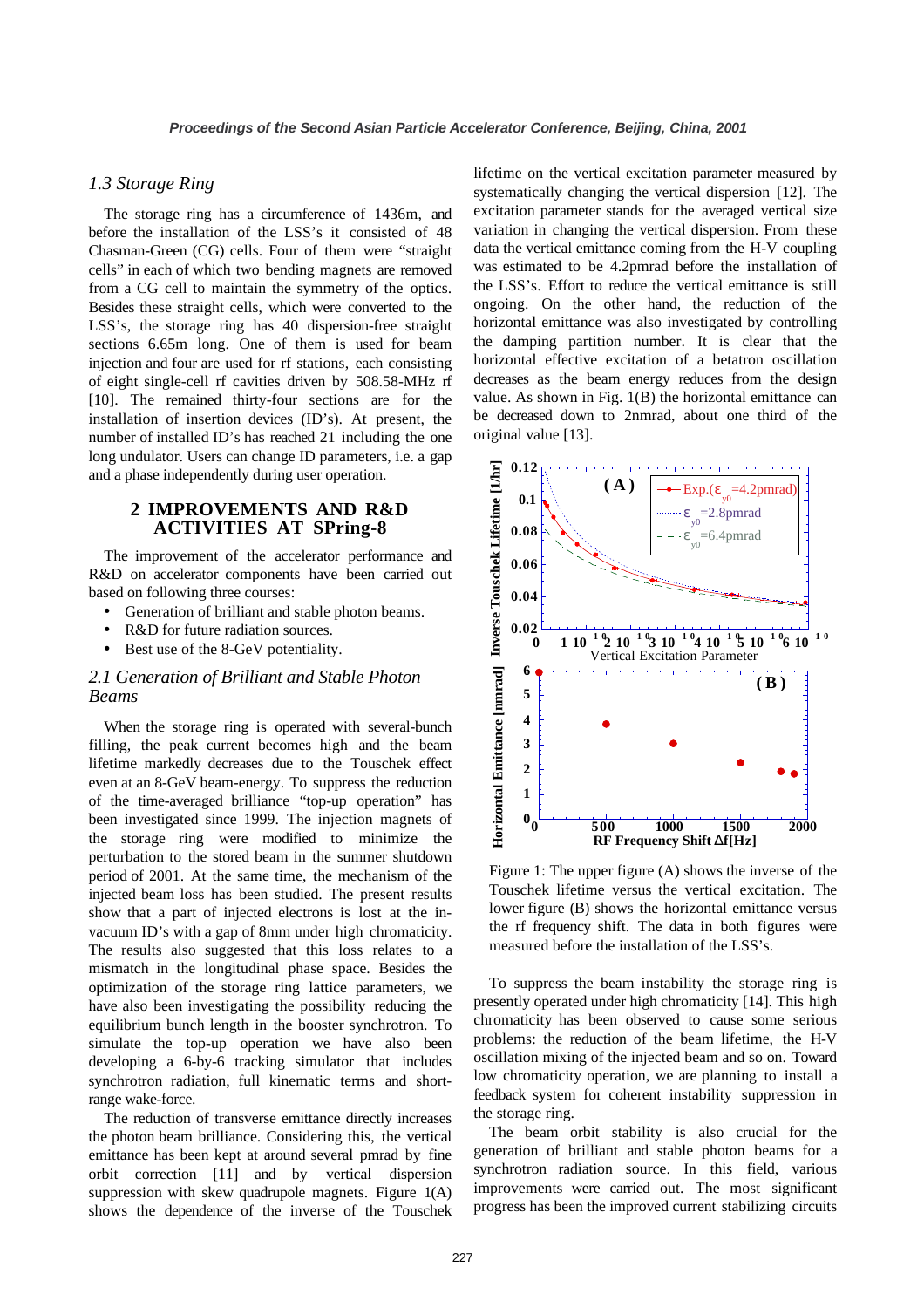### *1.3 Storage Ring*

The storage ring has a circumference of 1436m, and before the installation of the LSS's it consisted of 48 Chasman-Green (CG) cells. Four of them were "straight cells" in each of which two bending magnets are removed from a CG cell to maintain the symmetry of the optics. Besides these straight cells, which were converted to the LSS's, the storage ring has 40 dispersion-free straight sections 6.65m long. One of them is used for beam injection and four are used for rf stations, each consisting of eight single-cell rf cavities driven by 508.58-MHz rf [10]. The remained thirty-four sections are for the installation of insertion devices (ID's). At present, the number of installed ID's has reached 21 including the one long undulator. Users can change ID parameters, i.e. a gap and a phase independently during user operation.

## 2 IMPROVEMENTS AND R&D ACTIVITIES AT SPring-8

The improvement of the accelerator performance and R&D on accelerator components have been carried out based on following three courses:

- Generation of brilliant and stable photon beams.
- R&D for future radiation sources.
- Best use of the 8-GeV potentiality.

### *2.1 Generation of Brilliant and Stable Photon Beams*

When the storage ring is operated with several-bunch filling, the peak current becomes high and the beam lifetime markedly decreases due to the Touschek effect even at an 8-GeV beam-energy. To suppress the reduction of the time-averaged brilliance "top-up operation" has been investigated since 1999. The injection magnets of the storage ring were modified to minimize the perturbation to the stored beam in the summer shutdown period of 2001. At the same time, the mechanism of the injected beam loss has been studied. The present results show that a part of injected electrons is lost at the in-vacuum ID's with a gap of 8mm under high chromaticity. The results also suggested that this loss relates to a mismatch in the longitudinal phase space. Besides the optimization of the storage ring lattice parameters, we have also been investigating the possibility reducing the equilibrium bunch length in the booster synchrotron. To simulate the top-up operation we have also been developing a 6-by-6 tracking simulator that includes synchrotron radiation, full kinematic terms and short-range wake-force.

The reduction of transverse emittance directly increases the photon beam brilliance. Considering this, the vertical emittance has been kept at around several pmrad by fine orbit correction [11] and by vertical dispersion suppression with skew quadrupole magnets. Figure 1(A) shows the dependence of the inverse of the Touschek lifetime on the vertical excitation parameter measured by systematically changing the vertical dispersion [12]. The excitation parameter stands for the averaged vertical size variation in changing the vertical dispersion. From these data the vertical emittance coming from the H-V coupling was estimated to be 4.2pmrad before the installation of the LSS's. Effort to reduce the vertical emittance is still ongoing. On the other hand, the reduction of the horizontal emittance was also investigated by controlling the damping partition number. It is clear that the horizontal effective excitation of a betatron oscillation decreases as the beam energy reduces from the design value. As shown in Fig. 1(B) the horizontal emittance can be decreased down to 2nmrad, about one third of the original value [13].

Figure 1: The upper figure (A) shows the inverse of the Touschek lifetime versus the vertical excitation. The lower figure (B) shows the horizontal emittance versus the rf frequency shift. The data in both figures were measured before the installation of the LSS's.

To suppress the beam instability the storage ring is presently operated under high chromaticity [14]. This high chromaticity has been observed to cause some serious problems: the reduction of the beam lifetime, the H-V oscillation mixing of the injected beam and so on. Toward low chromaticity operation, we are planning to install a feedback system for coherent instability suppression in the storage ring.

The beam orbit stability is also crucial for the generation of brilliant and stable photon beams for a synchrotron radiation source. In this field, various improvements were carried out. The most significant progress has been the improved current stabilizing circuits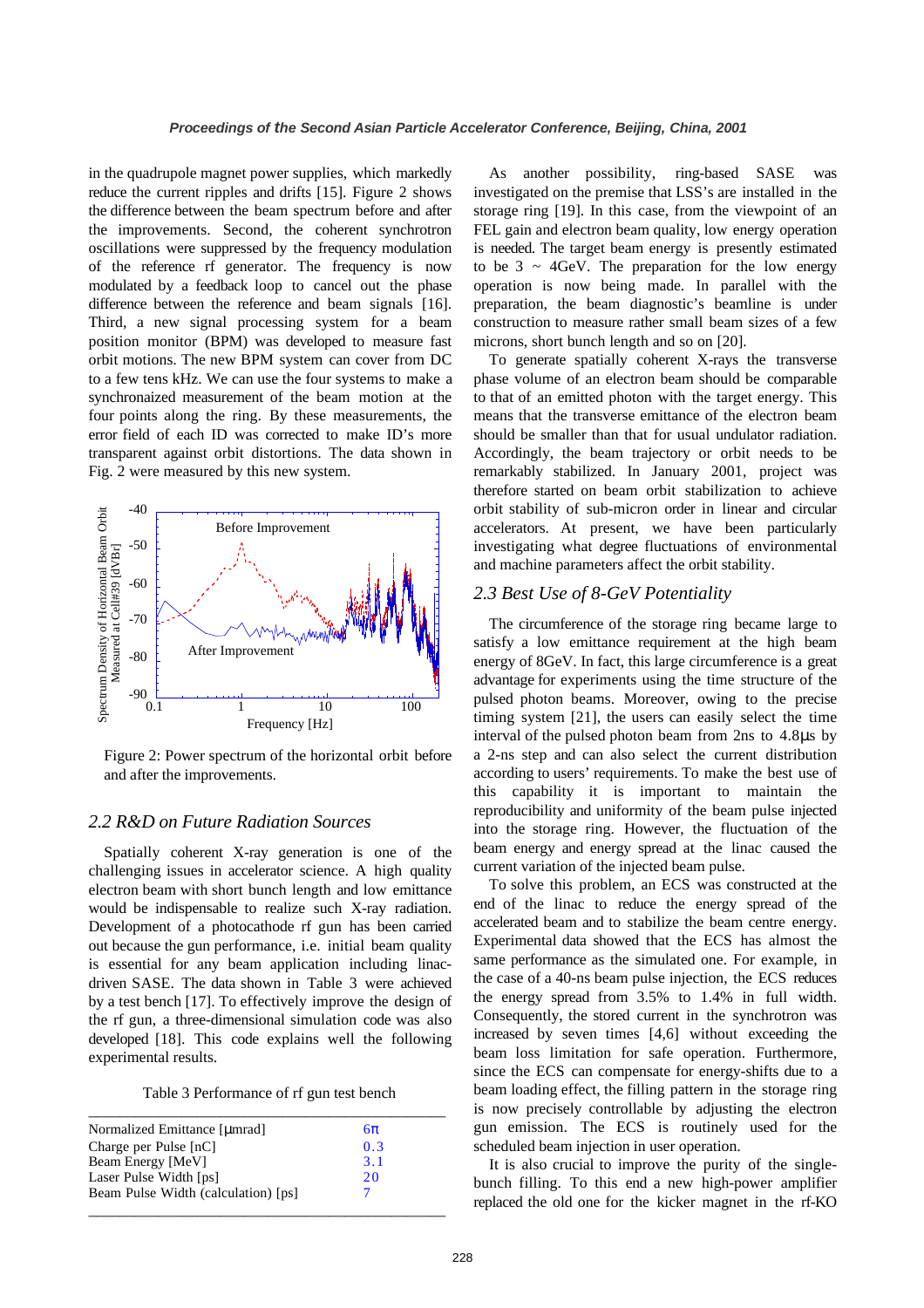in the quadrupole magnet power supplies, which markedly reduce the current ripples and drifts [15]. Figure 2 shows the difference between the beam spectrum before and after the improvements. Second, the coherent synchrotron oscillations were suppressed by the frequency modulation of the reference rf generator. The frequency is now modulated by a feedback loop to cancel out the phase difference between the reference and beam signals [16]. Third, a new signal processing system for a beam position monitor (BPM) was developed to measure fast orbit motions. The new BPM system can cover from DC to a few tens kHz. We can use the four systems to make a synchronaized measurement of the beam motion at the four points along the ring. By these measurements, the error field of each ID was corrected to make ID's more transparent against orbit distortions. The data shown in Fig. 2 were measured by this new system.

Figure 2: Power spectrum of the horizontal orbit before and after the improvements.

## 2.2 R&D on Future Radiation Sources

Spatially coherent X-ray generation is one of the challenging issues in accelerator science. A high quality electron beam with short bunch length and low emittance would be indispensable to realize such X-ray radiation. Development of a photocathode rf gun has been carried out because the gun performance, i.e. initial beam quality is essential for any beam application including linac-driven SASE. The data shown in Table 3 were achieved by a test bench [17]. To effectively improve the design of the rf gun, a three-dimensional simulation code was also developed [18]. This code explains well the following experimental results.

Table 3 Performance of rf gun test bench

| | |
|---|---|
| Normalized Emittance [μmrad] | 6π |
| Charge per Pulse [nC] | 0.3 |
| Beam Energy [MeV] | 3.1 |
| Laser Pulse Width [ps] | 20 |
| Beam Pulse Width (calculation) [ps] | 7 |

As another possibility, ring-based SASE was investigated on the premise that LSS's are installed in the storage ring [19]. In this case, from the viewpoint of an FEL gain and electron beam quality, low energy operation is needed. The target beam energy is presently estimated to be 3 ~ 4GeV. The preparation for the low energy operation is now being made. In parallel with the preparation, the beam diagnostic's beamline is under construction to measure rather small beam sizes of a few microns, short bunch length and so on [20].

To generate spatially coherent X-rays the transverse phase volume of an electron beam should be comparable to that of an emitted photon with the target energy. This means that the transverse emittance of the electron beam should be smaller than that for usual undulator radiation. Accordingly, the beam trajectory or orbit needs to be remarkably stabilized. In January 2001, project was therefore started on beam orbit stabilization to achieve orbit stability of sub-micron order in linear and circular accelerators. At present, we have been particularly investigating what degree fluctuations of environmental and machine parameters affect the orbit stability.

## 2.3 Best Use of 8-GeV Potentiality

The circumference of the storage ring became large to satisfy a low emittance requirement at the high beam energy of 8GeV. In fact, this large circumference is a great advantage for experiments using the time structure of the pulsed photon beams. Moreover, owing to the precise timing system [21], the users can easily select the time interval of the pulsed photon beam from 2ns to 4.8μs by a 2-ns step and can also select the current distribution according to users' requirements. To make the best use of this capability it is important to maintain the reproducibility and uniformity of the beam pulse injected into the storage ring. However, the fluctuation of the beam energy and energy spread at the linac caused the current variation of the injected beam pulse.

To solve this problem, an ECS was constructed at the end of the linac to reduce the energy spread of the accelerated beam and to stabilize the beam centre energy. Experimental data showed that the ECS has almost the same performance as the simulated one. For example, in the case of a 40-ns beam pulse injection, the ECS reduces the energy spread from 3.5% to 1.4% in full width. Consequently, the stored current in the synchrotron was increased by seven times [4,6] without exceeding the beam loss limitation for safe operation. Furthermore, since the ECS can compensate for energy-shifts due to a beam loading effect, the filling pattern in the storage ring is now precisely controllable by adjusting the electron gun emission. The ECS is routinely used for the scheduled beam injection in user operation.

It is also crucial to improve the purity of the single-bunch filling. To this end a new high-power amplifier replaced the old one for the kicker magnet in the rf-KO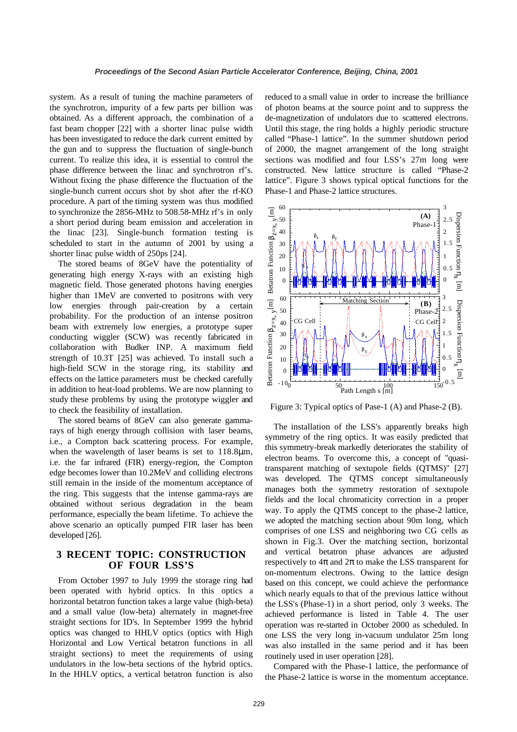system. As a result of tuning the machine parameters of the synchrotron, impurity of a few parts per billion was obtained. As a different approach, the combination of a fast beam chopper [22] with a shorter linac pulse width has been investigated to reduce the dark current emitted by the gun and to suppress the fluctuation of single-bunch current. To realize this idea, it is essential to control the phase difference between the linac and synchrotron rf's. Without fixing the phase difference the fluctuation of the single-bunch current occurs shot by shot after the rf-KO procedure. A part of the timing system was thus modified to synchronize the 2856-MHz to 508.58-MHz rf's in only a short period during beam emission and acceleration in the linac [23]. Single-bunch formation testing is scheduled to start in the autumn of 2001 by using a shorter linac pulse width of 250ps [24].

The stored beams of 8GeV have the potentiality of generating high energy X-rays with an existing high magnetic field. Those generated photons having energies higher than 1MeV are converted to positrons with very low energies through pair-creation by a certain probability. For the production of an intense positron beam with extremely low energies, a prototype super conducting wiggler (SCW) was recently fabricated in collaboration with Budker INP. A maximum field strength of 10.3T [25] was achieved. To install such a high-field SCW in the storage ring, its stability and effects on the lattice parameters must be checked carefully in addition to heat-load problems. We are now planning to study these problems by using the prototype wiggler and to check the feasibility of installation.

The stored beams of 8GeV can also generate gamma-rays of high energy through collision with laser beams, i.e., a Compton back scattering process. For example, when the wavelength of laser beams is set to 118.8μm, i.e. the far infrared (FIR) energy-region, the Compton edge becomes lower than 10.2MeV and colliding electrons still remain in the inside of the momentum acceptance of the ring. This suggests that the intense gamma-rays are obtained without serious degradation in the beam performance, especially the beam lifetime. To achieve the above scenario an optically pumped FIR laser has been developed [26].

## 3 RECENT TOPIC: CONSTRUCTION OF FOUR LSS'S

From October 1997 to July 1999 the storage ring had been operated with hybrid optics. In this optics a horizontal betatron function takes a large value (high-beta) and a small value (low-beta) alternately in magnet-free straight sections for ID's. In September 1999 the hybrid optics was changed to HHLV optics (optics with High Horizontal and Low Vertical betatron functions in all straight sections) to meet the requirements of using undulators in the low-beta sections of the hybrid optics. In the HHLV optics, a vertical betatron function is also reduced to a small value in order to increase the brilliance of photon beams at the source point and to suppress the de-magnetization of undulators due to scattered electrons. Until this stage, the ring holds a highly periodic structure called "Phase-1 lattice". In the summer shutdown period of 2000, the magnet arrangement of the long straight sections was modified and four LSS's 27m long were constructed. New lattice structure is called "Phase-2 lattice". Figure 3 shows typical optical functions for the Phase-1 and Phase-2 lattice structures.

Figure 3: Typical optics of Pase-1 (A) and Phase-2 (B).

The installation of the LSS's apparently breaks high symmetry of the ring optics. It was easily predicted that this symmetry-break markedly deteriorates the stability of electron beams. To overcome this, a concept of "quasi-transparent matching of sextupole fields (QTMS)" [27] was developed. The QTMS concept simultaneously manages both the symmetry restoration of sextupole fields and the local chromaticity correction in a proper way. To apply the QTMS concept to the phase-2 lattice, we adopted the matching section about 90m long, which comprises of one LSS and neighboring two CG cells as shown in Fig.3. Over the matching section, horizontal and vertical betatron phase advances are adjusted respectively to $4\pi$ and $2\pi$ to make the LSS transparent for on-momentum electrons. Owing to the lattice design based on this concept, we could achieve the performance which nearly equals to that of the previous lattice without the LSS's (Phase-1) in a short period, only 3 weeks. The achieved performance is listed in Table 4. The user operation was re-started in October 2000 as scheduled. In one LSS the very long in-vacuum undulator 25m long was also installed in the same period and it has been routinely used in user operation [28].

Compared with the Phase-1 lattice, the performance of the Phase-2 lattice is worse in the momentum acceptance.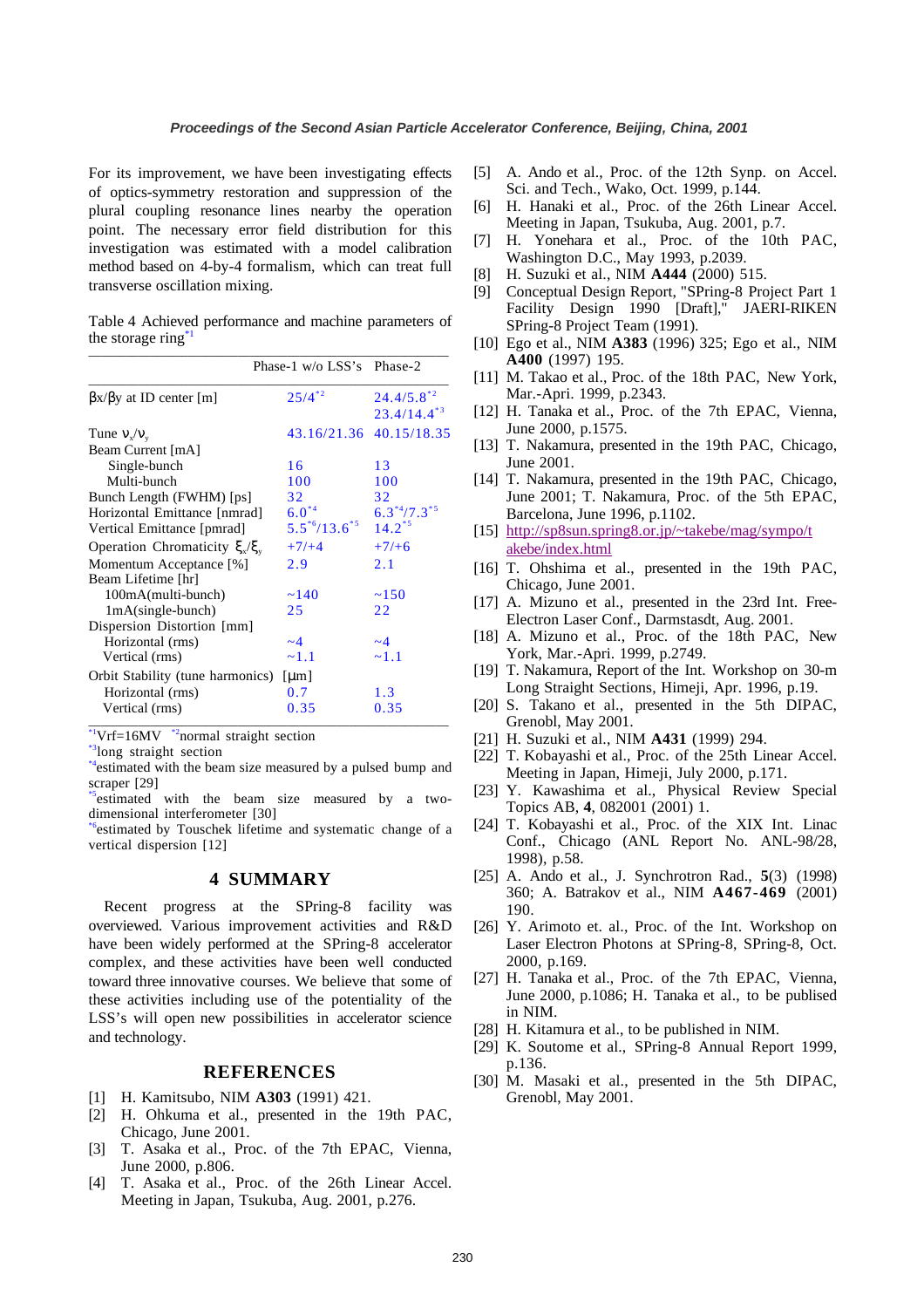For its improvement, we have been investigating effects of optics-symmetry restoration and suppression of the plural coupling resonance lines nearby the operation point. The necessary error field distribution for this investigation was estimated with a model calibration method based on 4-by-4 formalism, which can treat full transverse oscillation mixing.

Table 4 Achieved performance and machine parameters of the storage ring[*1]

| | Phase-1 w/o LSS's | Phase-2 |
|---|---|---|
| $\beta x/\beta y$ at ID center [m] | 25/4[*2] | 24.4/5.8[*2] 23.4/14.4[*3] |
| Tune $\nu_x/\nu_y$ | 43.16/21.36 | 40.15/18.35 |
| Beam Current [mA] | | |
| Single-bunch | 16 | 13 |
| Multi-bunch | 100 | 100 |
| Bunch Length (FWHM) [ps] | 32 | 32 |
| Horizontal Emittance [nmrad] | 6.0[*4] | 6.3[*4]/7.3[*5] |
| Vertical Emittance [pmrad] | 5.5[*6]/13.6[*5] | 14.2[*5] |
| Operation Chromaticity $\xi_x/\xi_y$ | +7/+4 | +7/+6 |
| Momentum Acceptance [%] | 2.9 | 2.1 |
| Beam Lifetime [hr] | | |
| 100mA(multi-bunch) | ~140 | ~150 |
| 1mA(single-bunch) | 25 | 22 |
| Dispersion Distortion [mm] | | |
| Horizontal (rms) | ~4 | ~4 |
| Vertical (rms) | ~1.1 | ~1.1 |
| Orbit Stability (tune harmonics) [μm] | | |
| Horizontal (rms) | 0.7 | 1.3 |
| Vertical (rms) | 0.35 | 0.35 |

[*1]Vrf=16MV [*2]normal straight section
[*3]long straight section
[*4]estimated with the beam size measured by a pulsed bump and scraper [29]
[*5]estimated with the beam size measured by a two-dimensional interferometer [30]
[*6]estimated by Touschek lifetime and systematic change of a vertical dispersion [12]

## 4 SUMMARY

Recent progress at the SPring-8 facility was overviewed. Various improvement activities and R&D have been widely performed at the SPring-8 accelerator complex, and these activities have been well conducted toward three innovative courses. We believe that some of these activities including use of the potentiality of the LSS's will open new possibilities in accelerator science and technology.

## REFERENCES

[1] H. Kamitsubo, NIM **A303** (1991) 421.
[2] H. Ohkuma et al., presented in the 19th PAC, Chicago, June 2001.
[3] T. Asaka et al., Proc. of the 7th EPAC, Vienna, June 2000, p.806.
[4] T. Asaka et al., Proc. of the 26th Linear Accel. Meeting in Japan, Tsukuba, Aug. 2001, p.276.
[5] A. Ando et al., Proc. of the 12th Synp. on Accel. Sci. and Tech., Wako, Oct. 1999, p.144.
[6] H. Hanaki et al., Proc. of the 26th Linear Accel. Meeting in Japan, Tsukuba, Aug. 2001, p.7.
[7] H. Yonehara et al., Proc. of the 10th PAC, Washington D.C., May 1993, p.2039.
[8] H. Suzuki et al., NIM **A444** (2000) 515.
[9] Conceptual Design Report, "SPring-8 Project Part 1 Facility Design 1990 [Draft]," JAERI-RIKEN SPring-8 Project Team (1991).
[10] Ego et al., NIM **A383** (1996) 325; Ego et al., NIM **A400** (1997) 195.
[11] M. Takao et al., Proc. of the 18th PAC, New York, Mar.-Apri. 1999, p.2343.
[12] H. Tanaka et al., Proc. of the 7th EPAC, Vienna, June 2000, p.1575.
[13] T. Nakamura, presented in the 19th PAC, Chicago, June 2001.
[14] T. Nakamura, presented in the 19th PAC, Chicago, June 2001; T. Nakamura, Proc. of the 5th EPAC, Barcelona, June 1996, p.1102.
[15] http://sp8sun.spring8.or.jp/~takebe/mag/sympo/takebe/index.html
[16] T. Ohshima et al., presented in the 19th PAC, Chicago, June 2001.
[17] A. Mizuno et al., presented in the 23rd Int. Free-Electron Laser Conf., Darmstasdt, Aug. 2001.
[18] A. Mizuno et al., Proc. of the 18th PAC, New York, Mar.-Apri. 1999, p.2749.
[19] T. Nakamura, Report of the Int. Workshop on 30-m Long Straight Sections, Himeji, Apr. 1996, p.19.
[20] S. Takano et al., presented in the 5th DIPAC, Grenobl, May 2001.
[21] H. Suzuki et al., NIM **A431** (1999) 294.
[22] T. Kobayashi et al., Proc. of the 25th Linear Accel. Meeting in Japan, Himeji, July 2000, p.171.
[23] Y. Kawashima et al., Physical Review Special Topics AB, **4**, 082001 (2001) 1.
[24] T. Kobayashi et al., Proc. of the XIX Int. Linac Conf., Chicago (ANL Report No. ANL-98/28, 1998), p.58.
[25] A. Ando et al., J. Synchrotron Rad., **5**(3) (1998) 360; A. Batrakov et al., NIM **A467-469** (2001) 190.
[26] Y. Arimoto et. al., Proc. of the Int. Workshop on Laser Electron Photons at SPring-8, SPring-8, Oct. 2000, p.169.
[27] H. Tanaka et al., Proc. of the 7th EPAC, Vienna, June 2000, p.1086; H. Tanaka et al., to be publised in NIM.
[28] H. Kitamura et al., to be published in NIM.
[29] K. Soutome et al., SPring-8 Annual Report 1999, p.136.
[30] M. Masaki et al., presented in the 5th DIPAC, Grenobl, May 2001.